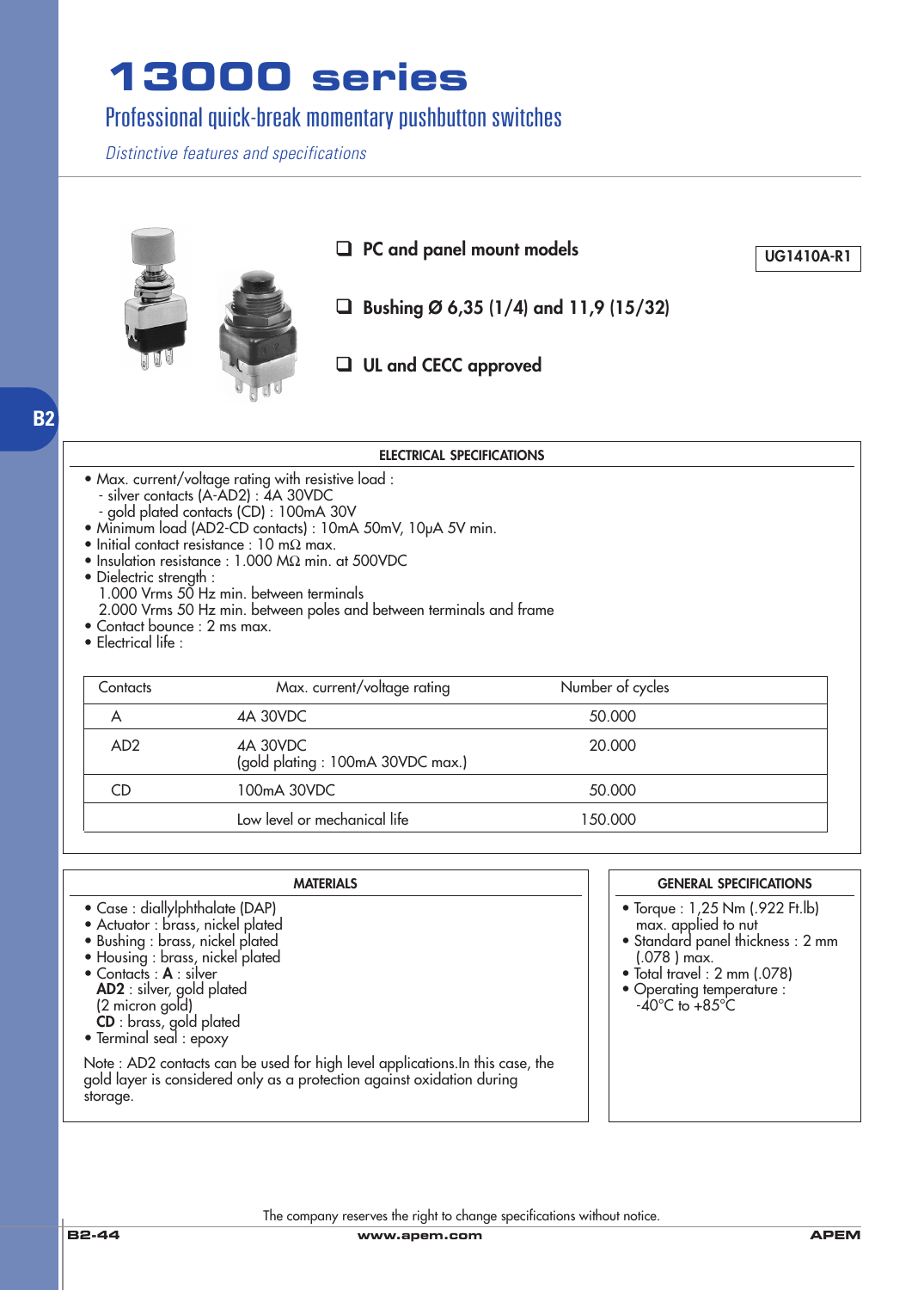# 13000 series

## Professional quick-break momentary pushbutton switches

*Distinctive features and specifications*

- ❑ PC and panel mount models
- ❑ Bushing Ø 6,35 (1/4) and 11,9 (15/32)
- ❑ UL and CECC approved

UG1410A-R1

B2

### ELECTRICAL SPECIFICATIONS

- Max. current/voltage rating with resistive load :
  - silver contacts (A-AD2) : 4A 30VDC
  - gold plated contacts (CD) : 100mA 30V
- Minimum load (AD2-CD contacts) : 10mA 50mV, 10μA 5V min.
- Initial contact resistance : 10 mΩ max.
- Insulation resistance : 1.000 MΩ min. at 500VDC
- Dielectric strength :
  1.000 Vrms 50 Hz min. between terminals
  2.000 Vrms 50 Hz min. between poles and between terminals and frame
- Contact bounce : 2 ms max.
- Electrical life :

| Contacts | Max. current/voltage rating | Number of cycles |
| --- | --- | --- |
| A | 4A 30VDC | 50.000 |
| AD2 | 4A 30VDC<br>(gold plating : 100mA 30VDC max.) | 20.000 |
| CD | 100mA 30VDC | 50.000 |
| | Low level or mechanical life | 150.000 |

### MATERIALS

- Case : diallylphthalate (DAP)
- Actuator : brass, nickel plated
- Bushing : brass, nickel plated
- Housing : brass, nickel plated
- Contacts : **A** : silver
  **AD2** : silver, gold plated
  (2 micron gold)
  **CD** : brass, gold plated
- Terminal seal : epoxy

Note : AD2 contacts can be used for high level applications.In this case, the gold layer is considered only as a protection against oxidation during storage.

### GENERAL SPECIFICATIONS

- Torque : 1,25 Nm (.922 Ft.lb) max. applied to nut
- Standard panel thickness : 2 mm (.078 ) max.
- Total travel : 2 mm (.078)
- Operating temperature : -40°C to +85°C

The company reserves the right to change specifications without notice.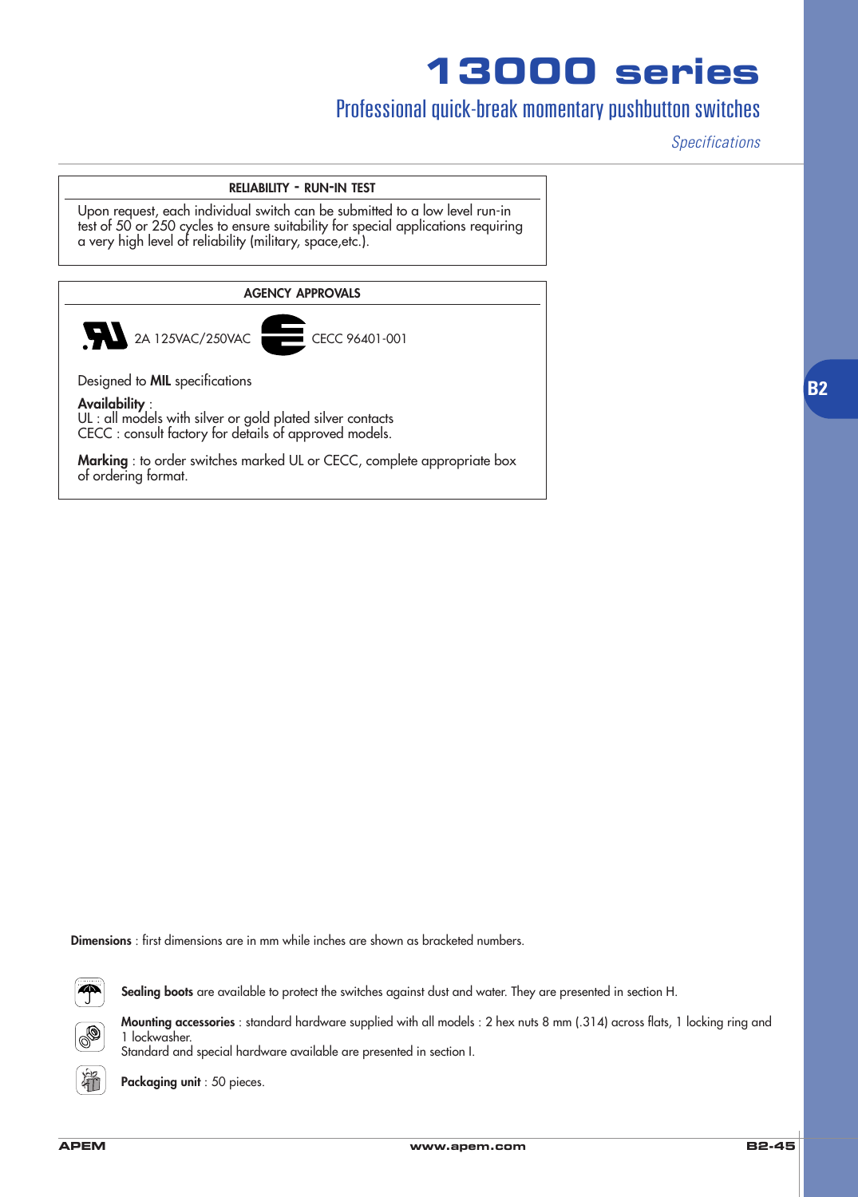# 13000 series

## Professional quick-break momentary pushbutton switches

*Specifications*

### RELIABILITY - RUN-IN TEST

Upon request, each individual switch can be submitted to a low level run-in test of 50 or 250 cycles to ensure suitability for special applications requiring a very high level of reliability (military, space,etc.).

### AGENCY APPROVALS

2A 125VAC/250VAC CECC 96401-001

Designed to **MIL** specifications

**Availability** :
UL : all models with silver or gold plated silver contacts
CECC : consult factory for details of approved models.

**Marking** : to order switches marked UL or CECC, complete appropriate box of ordering format.

**Dimensions** : first dimensions are in mm while inches are shown as bracketed numbers.

**Sealing boots** are available to protect the switches against dust and water. They are presented in section H.

**Mounting accessories** : standard hardware supplied with all models : 2 hex nuts 8 mm (.314) across flats, 1 locking ring and 1 lockwasher.
Standard and special hardware available are presented in section I.

**Packaging unit** : 50 pieces.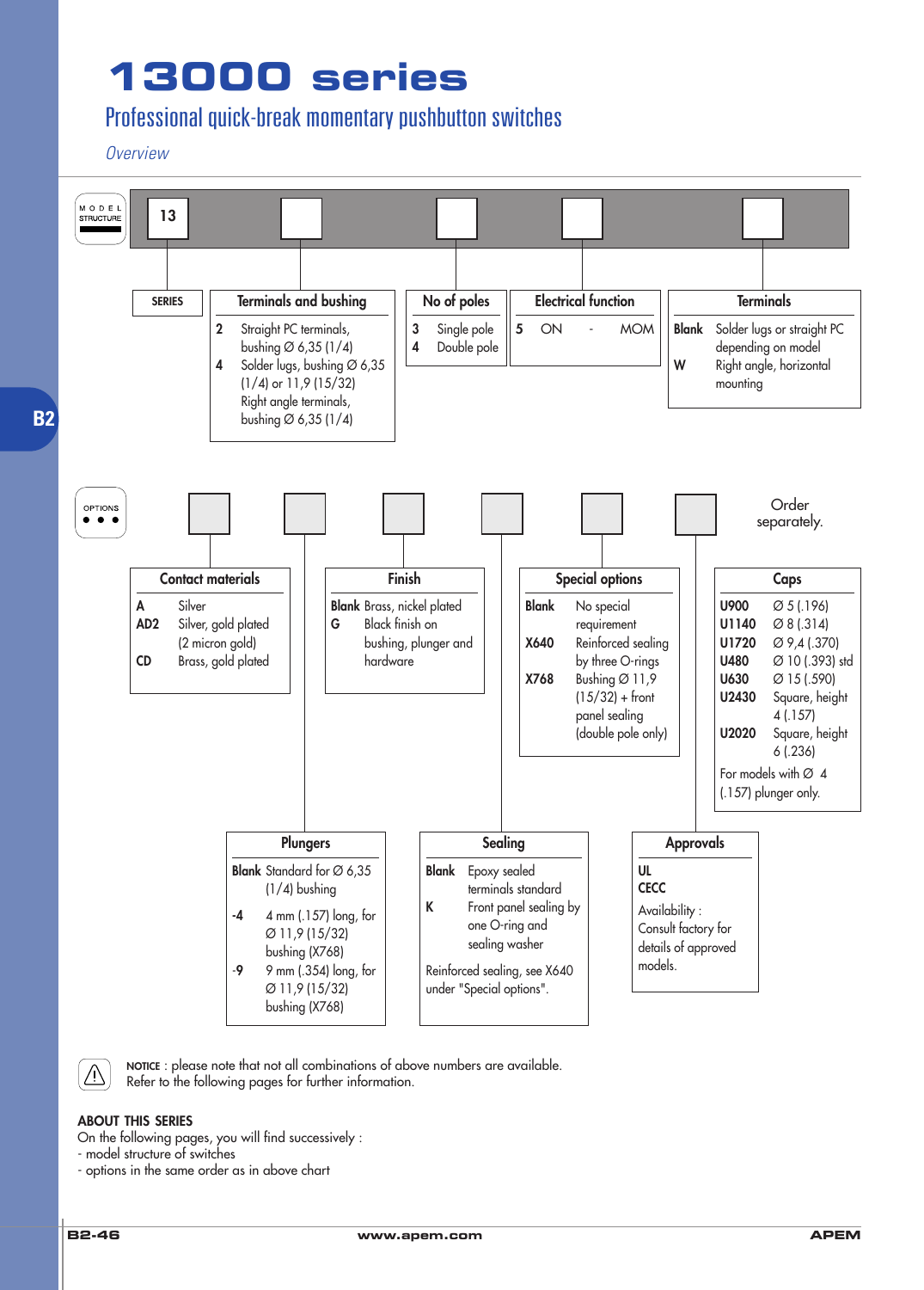# 13000 series

## Professional quick-break momentary pushbutton switches

*Overview*

### MODEL STRUCTURE

13 | ☐ | ☐ | ☐ | ☐

**SERIES**

**Terminals and bushing**

| | |
|---|---|
| 2 | Straight PC terminals, bushing Ø 6,35 (1/4) |
| 4 | Solder lugs, bushing Ø 6,35 (1/4) or 11,9 (15/32) Right angle terminals, bushing Ø 6,35 (1/4) |

**No of poles**

| | |
|---|---|
| 3 | Single pole |
| 4 | Double pole |

**Electrical function**

| | | | |
|---|---|---|---|
| 5 | ON | - | MOM |

**Terminals**

| | |
|---|---|
| **Blank** | Solder lugs or straight PC depending on model |
| **W** | Right angle, horizontal mounting |

### OPTIONS

☐ | ☐ | ☐ | ☐ | ☐ | ☐ Order separately.

**Contact materials**

| | |
|---|---|
| **A** | Silver |
| **AD2** | Silver, gold plated (2 micron gold) |
| **CD** | Brass, gold plated |

**Finish**

| | |
|---|---|
| **Blank** | Brass, nickel plated |
| **G** | Black finish on bushing, plunger and hardware |

**Special options**

| | |
|---|---|
| **Blank** | No special requirement |
| **X640** | Reinforced sealing by three O-rings |
| **X768** | Bushing Ø 11,9 (15/32) + front panel sealing (double pole only) |

**Caps**

| | |
|---|---|
| **U900** | Ø 5 (.196) |
| **U1140** | Ø 8 (.314) |
| **U1720** | Ø 9,4 (.370) |
| **U480** | Ø 10 (.393) std |
| **U630** | Ø 15 (.590) |
| **U2430** | Square, height 4 (.157) |
| **U2020** | Square, height 6 (.236) |

For models with Ø 4 (.157) plunger only.

**Plungers**

| | |
|---|---|
| **Blank** | Standard for Ø 6,35 (1/4) bushing |
| **-4** | 4 mm (.157) long, for Ø 11,9 (15/32) bushing (X768) |
| **-9** | 9 mm (.354) long, for Ø 11,9 (15/32) bushing (X768) |

**Sealing**

| | |
|---|---|
| **Blank** | Epoxy sealed terminals standard |
| **K** | Front panel sealing by one O-ring and sealing washer |

Reinforced sealing, see X640 under "Special options".

**Approvals**

**UL**
**CECC**

Availability : Consult factory for details of approved models.

⚠ **NOTICE** : please note that not all combinations of above numbers are available.
Refer to the following pages for further information.

**ABOUT THIS SERIES**

On the following pages, you will find successively :
- model structure of switches
- options in the same order as in above chart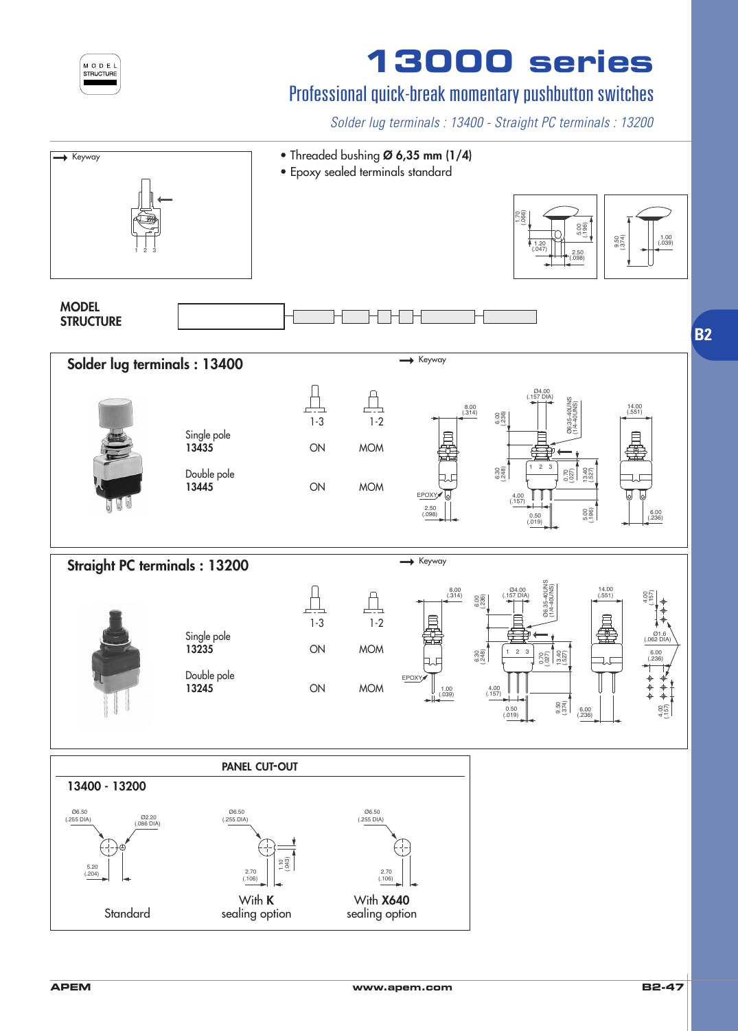# 13000 series

## Professional quick-break momentary pushbutton switches

*Solder lug terminals : 13400 - Straight PC terminals : 13200*

- Threaded bushing **Ø 6,35 mm (1/4)**
- Epoxy sealed terminals standard

**MODEL STRUCTURE**

## Solder lug terminals : 13400

| | | 1-3 | 1-2 |
|---|---|---|---|
| Single pole | **13435** | ON | MOM |
| Double pole | **13445** | ON | MOM |

## Straight PC terminals : 13200

| | | 1-3 | 1-2 |
|---|---|---|---|
| Single pole | **13235** | ON | MOM |
| Double pole | **13245** | ON | MOM |

## PANEL CUT-OUT

### 13400 - 13200

Standard

With **K** sealing option

With **X640** sealing option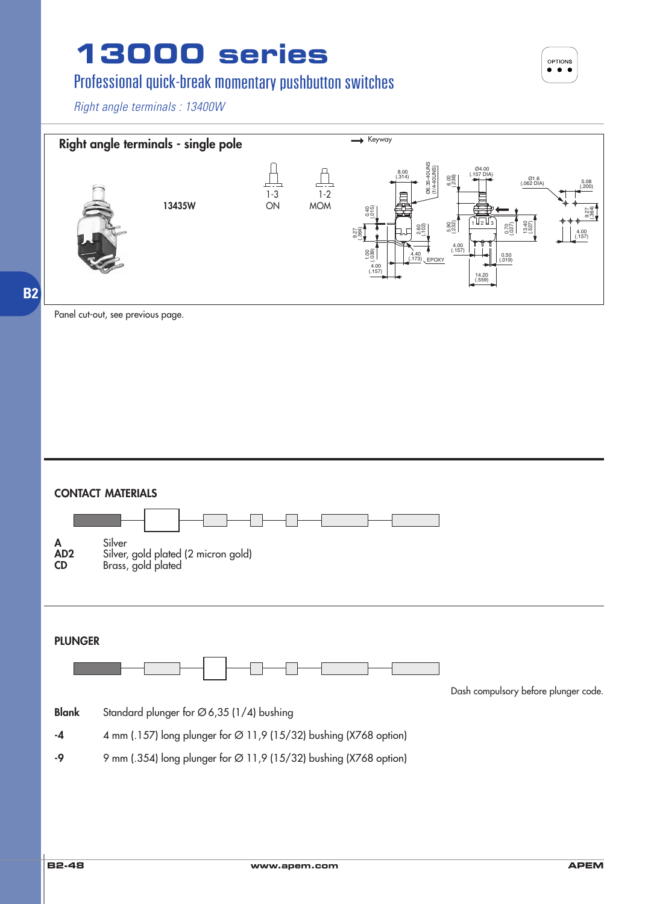# 13000 series

## Professional quick-break momentary pushbutton switches

*Right angle terminals : 13400W*

### Right angle terminals - single pole

| | 1-3 | 1-2 |
|---|---|---|
| 13435W | ON | MOM |

Keyway

Panel cut-out, see previous page.

### CONTACT MATERIALS

| | |
|---|---|
| **A** | Silver |
| **AD2** | Silver, gold plated (2 micron gold) |
| **CD** | Brass, gold plated |

### PLUNGER

Dash compulsory before plunger code.

| | |
|---|---|
| **Blank** | Standard plunger for Ø 6,35 (1/4) bushing |
| **-4** | 4 mm (.157) long plunger for Ø 11,9 (15/32) bushing (X768 option) |
| **-9** | 9 mm (.354) long plunger for Ø 11,9 (15/32) bushing (X768 option) |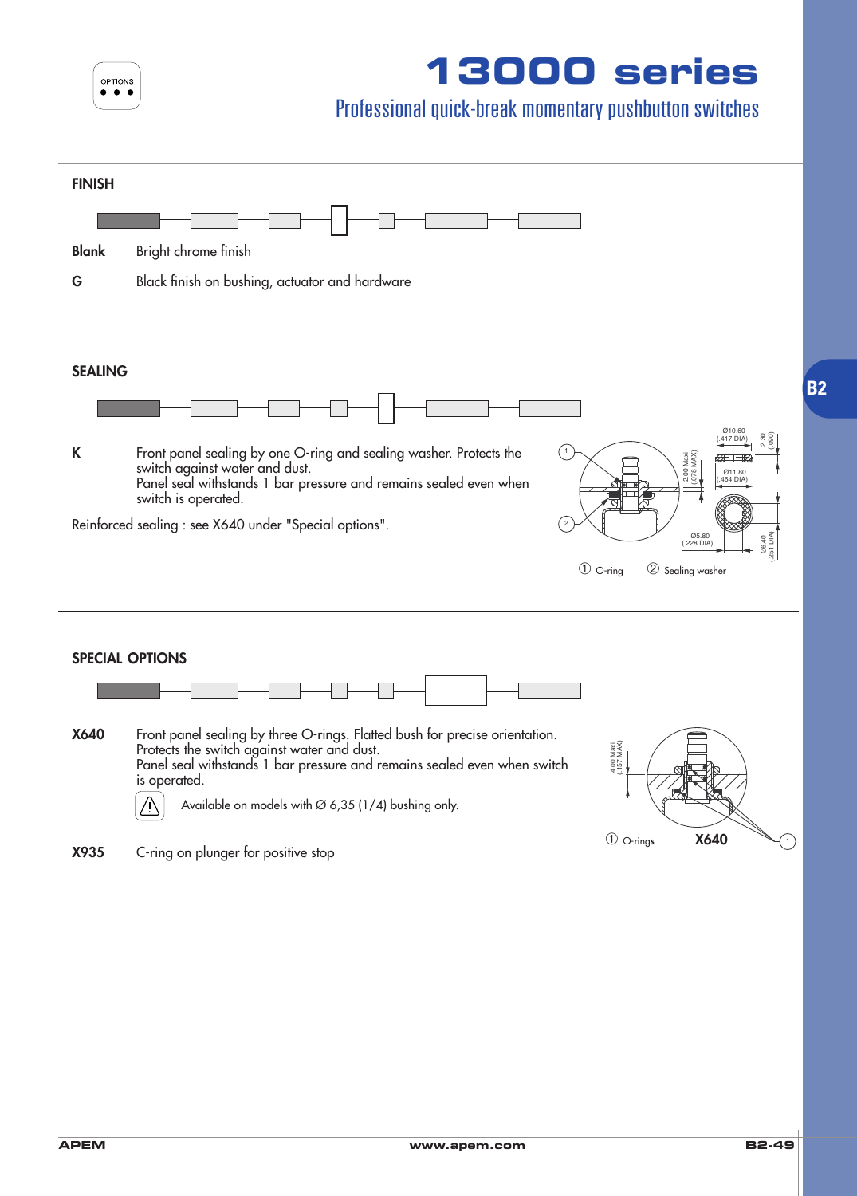# 13000 series

## Professional quick-break momentary pushbutton switches

OPTIONS

### FINISH

**Blank** Bright chrome finish

**G** Black finish on bushing, actuator and hardware

### SEALING

**K** Front panel sealing by one O-ring and sealing washer. Protects the switch against water and dust.
Panel seal withstands 1 bar pressure and remains sealed even when switch is operated.

Reinforced sealing : see X640 under "Special options".

① O-ring ② Sealing washer

### SPECIAL OPTIONS

**X640** Front panel sealing by three O-rings. Flatted bush for precise orientation.
Protects the switch against water and dust.
Panel seal withstands 1 bar pressure and remains sealed even when switch is operated.

⚠ Available on models with Ø 6,35 (1/4) bushing only.

① O-rings **X640**

**X935** C-ring on plunger for positive stop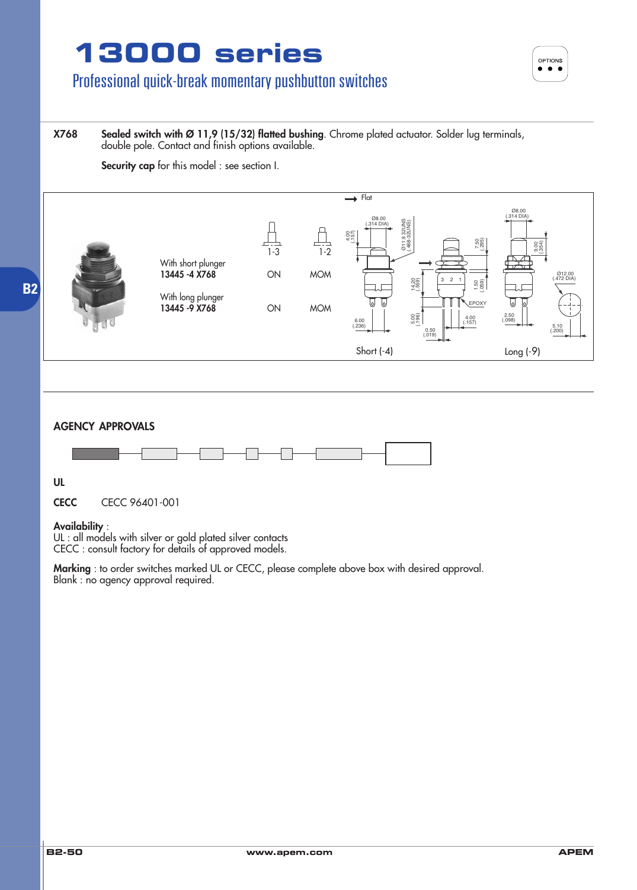# 13000 series

## Professional quick-break momentary pushbutton switches

OPTIONS

**X768** **Sealed switch with Ø 11,9 (15/32) flatted bushing**. Chrome plated actuator. Solder lug terminals, double pole. Contact and finish options available.

**Security cap** for this model : see section I.

| | 1-3 | 1-2 |
|---|---|---|
| With short plunger **13445 -4 X768** | ON | MOM |
| With long plunger **13445 -9 X768** | ON | MOM |

Short (-4) — Long (-9)

## AGENCY APPROVALS

**UL**

**CECC** CECC 96401-001

**Availability** :
UL : all models with silver or gold plated silver contacts
CECC : consult factory for details of approved models.

**Marking** : to order switches marked UL or CECC, please complete above box with desired approval.
Blank : no agency approval required.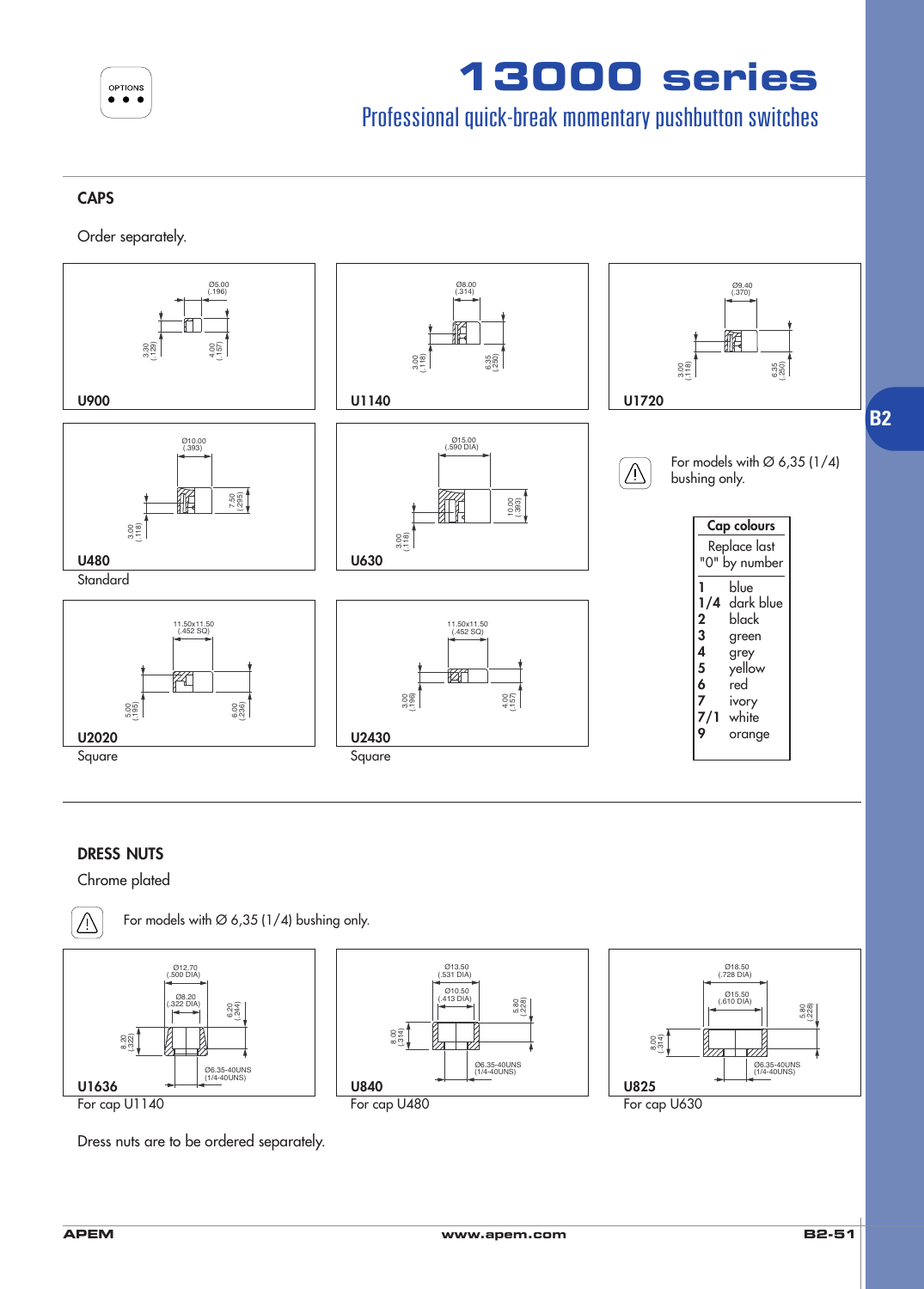# 13000 series

## Professional quick-break momentary pushbutton switches

### CAPS

Order separately.

**U900**

Ø5.00 (.196)
3.30 (.129)
4.00 (.157)

**U1140**

Ø8.00 (.314)
3.00 (.118)
6.35 (.250)

**U1720**

Ø9.40 (.370)
3.00 (.118)
6.35 (.250)

**U480**
Standard

Ø10.00 (.393)
3.00 (.118)
7.50 (.295)

**U630**

Ø15.00 (.590 DIA)
3.00 (.118)
10.00 (.393)

For models with Ø 6,35 (1/4) bushing only.

| Cap colours |  |
|---|---|
| Replace last "0" by number | |
| 1 | blue |
| 1/4 | dark blue |
| 2 | black |
| 3 | green |
| 4 | grey |
| 5 | yellow |
| 6 | red |
| 7 | ivory |
| 7/1 | white |
| 9 | orange |

**U2020**
Square

11.50x11.50 (.452 SQ)
5.00 (.195)
6.00 (.236)

**U2430**
Square

11.50x11.50 (.452 SQ)
3.00 (.196)
4.00 (.157)

### DRESS NUTS

Chrome plated

For models with Ø 6,35 (1/4) bushing only.

**U1636**
For cap U1140

Ø12.70 (.500 DIA)
Ø8.20 (.322 DIA)
8.20 (.322)
6.20 (.244)
Ø6.35-40UNS (1/4-40UNS)

**U840**
For cap U480

Ø13.50 (.531 DIA)
Ø10.50 (.413 DIA)
8.00 (.314)
5.80 (.228)
Ø6.35-40UNS (1/4-40UNS)

**U825**
For cap U630

Ø18.50 (.728 DIA)
Ø15.50 (.610 DIA)
8.00 (.314)
5.80 (.228)
Ø6.35-40UNS (1/4-40UNS)

Dress nuts are to be ordered separately.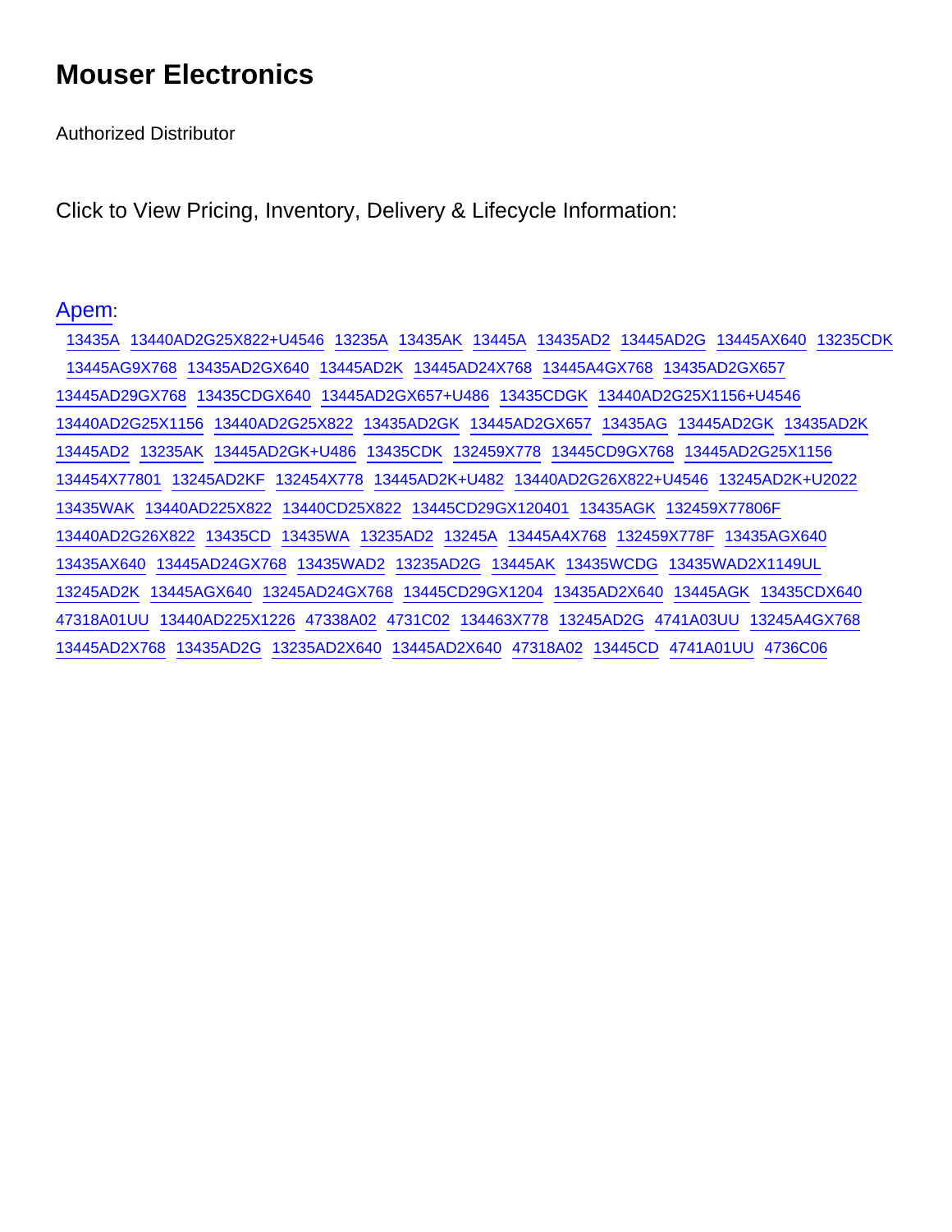# Mouser Electronics

Authorized Distributor

Click to View Pricing, Inventory, Delivery & Lifecycle Information:

Apem:

13435A 13440AD2G25X822+U4546 13235A 13435AK 13445A 13435AD2 13445AD2G 13445AX640 13235CDK 13445AG9X768 13435AD2GX640 13445AD2K 13445AD24X768 13445A4GX768 13435AD2GX657 13445AD29GX768 13435CDGX640 13445AD2GX657+U486 13435CDGK 13440AD2G25X1156+U4546 13440AD2G25X1156 13440AD2G25X822 13435AD2GK 13445AD2GX657 13435AG 13445AD2GK 13435AD2K 13445AD2 13235AK 13445AD2GK+U486 13435CDK 132459X778 13445CD9GX768 13445AD2G25X1156 134454X77801 13245AD2KF 132454X778 13445AD2K+U482 13440AD2G26X822+U4546 13245AD2K+U2022 13435WAK 13440AD225X822 13440CD25X822 13445CD29GX120401 13435AGK 132459X77806F 13440AD2G26X822 13435CD 13435WA 13235AD2 13245A 13445A4X768 132459X778F 13435AGX640 13435AX640 13445AD24GX768 13435WAD2 13235AD2G 13445AK 13435WCDG 13435WAD2X1149UL 13245AD2K 13445AGX640 13245AD24GX768 13445CD29GX1204 13435AD2X640 13445AGK 13435CDX640 47318A01UU 13440AD225X1226 47338A02 4731C02 134463X778 13245AD2G 4741A03UU 13245A4GX768 13445AD2X768 13435AD2G 13235AD2X640 13445AD2X640 47318A02 13445CD 4741A01UU 4736C06